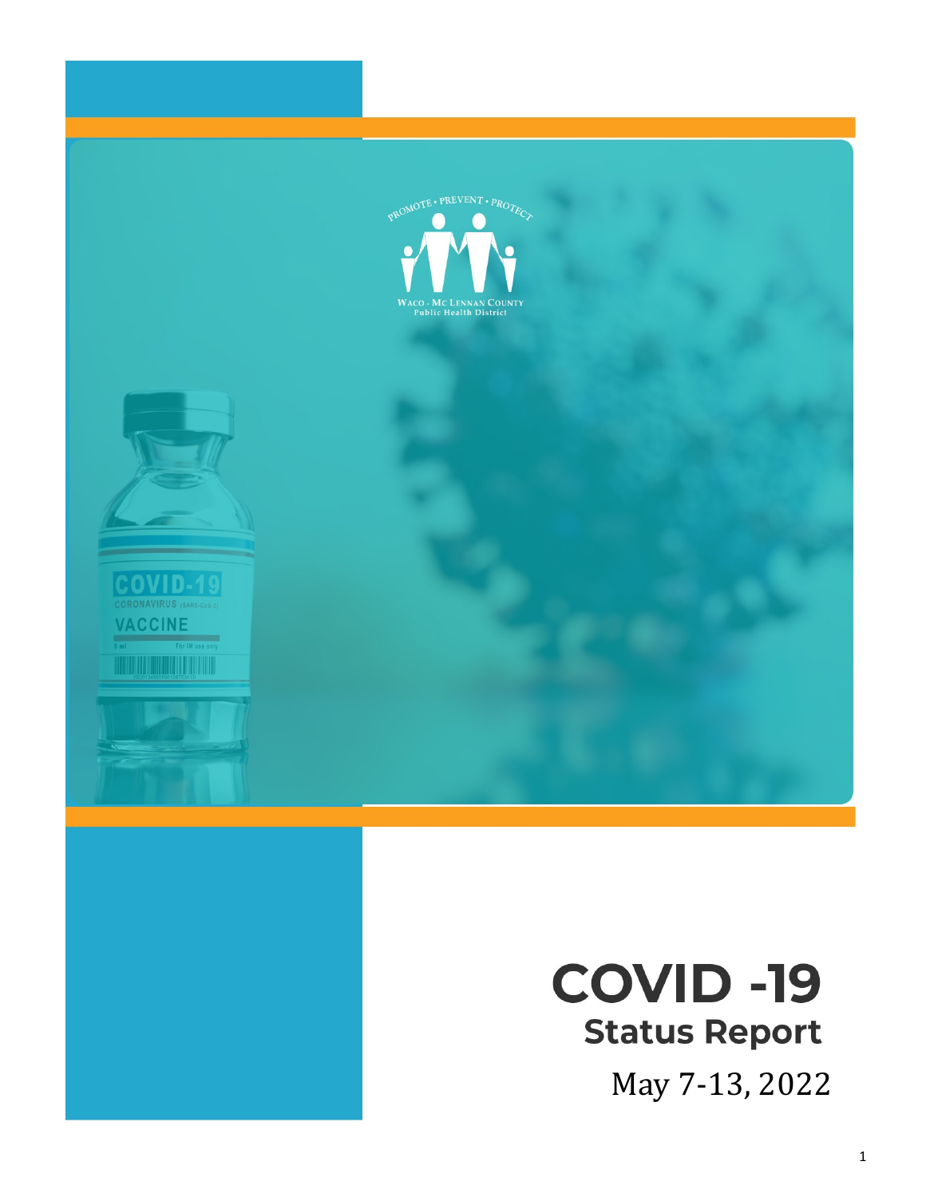PROMOTE • PREVENT • PROTECT

WACO - MC LENNAN COUNTY
Public Health District

# COVID -19
## Status Report

May 7-13, 2022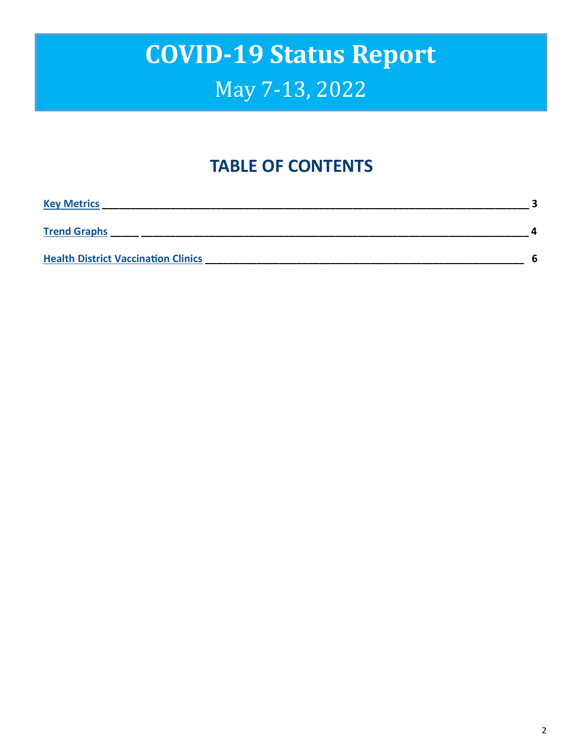# COVID-19 Status Report

May 7-13, 2022

## TABLE OF CONTENTS

| | |
|---|---|
| Key Metrics | 3 |
| Trend Graphs | 4 |
| Health District Vaccination Clinics | 6 |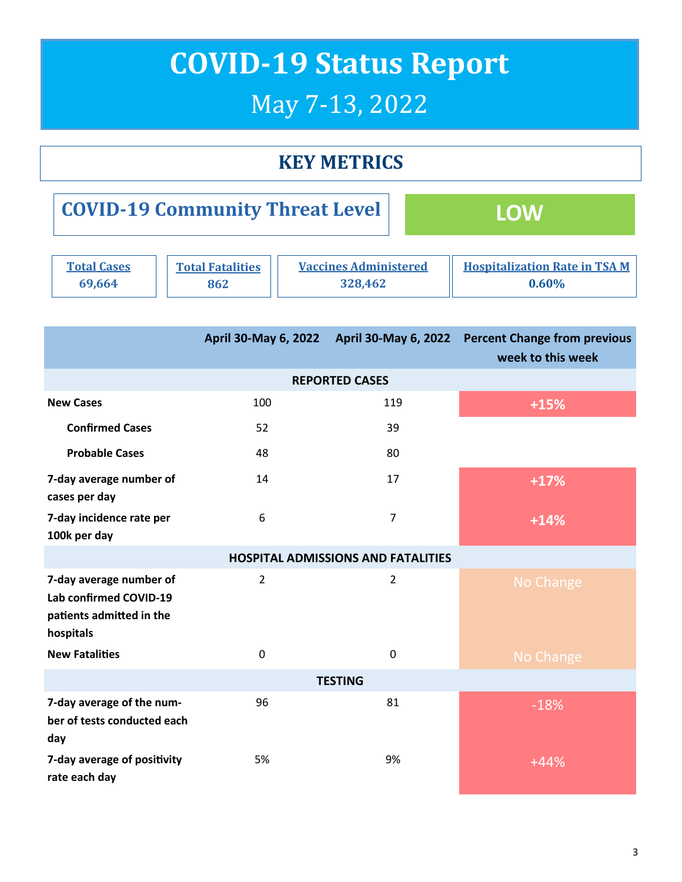# COVID-19 Status Report

## May 7-13, 2022

## KEY METRICS

**COVID-19 Community Threat Level** — **LOW**

| Total Cases | Total Fatalities | Vaccines Administered | Hospitalization Rate in TSA M |
|---|---|---|---|
| 69,664 | 862 | 328,462 | 0.60% |

| | April 30-May 6, 2022 | April 30-May 6, 2022 | Percent Change from previous week to this week |
|---|---|---|---|
| **REPORTED CASES** | | | |
| **New Cases** | 100 | 119 | +15% |
| **Confirmed Cases** | 52 | 39 | |
| **Probable Cases** | 48 | 80 | |
| **7-day average number of cases per day** | 14 | 17 | +17% |
| **7-day incidence rate per 100k per day** | 6 | 7 | +14% |
| **HOSPITAL ADMISSIONS AND FATALITIES** | | | |
| **7-day average number of Lab confirmed COVID-19 patients admitted in the hospitals** | 2 | 2 | No Change |
| **New Fatalities** | 0 | 0 | No Change |
| **TESTING** | | | |
| **7-day average of the number of tests conducted each day** | 96 | 81 | -18% |
| **7-day average of positivity rate each day** | 5% | 9% | +44% |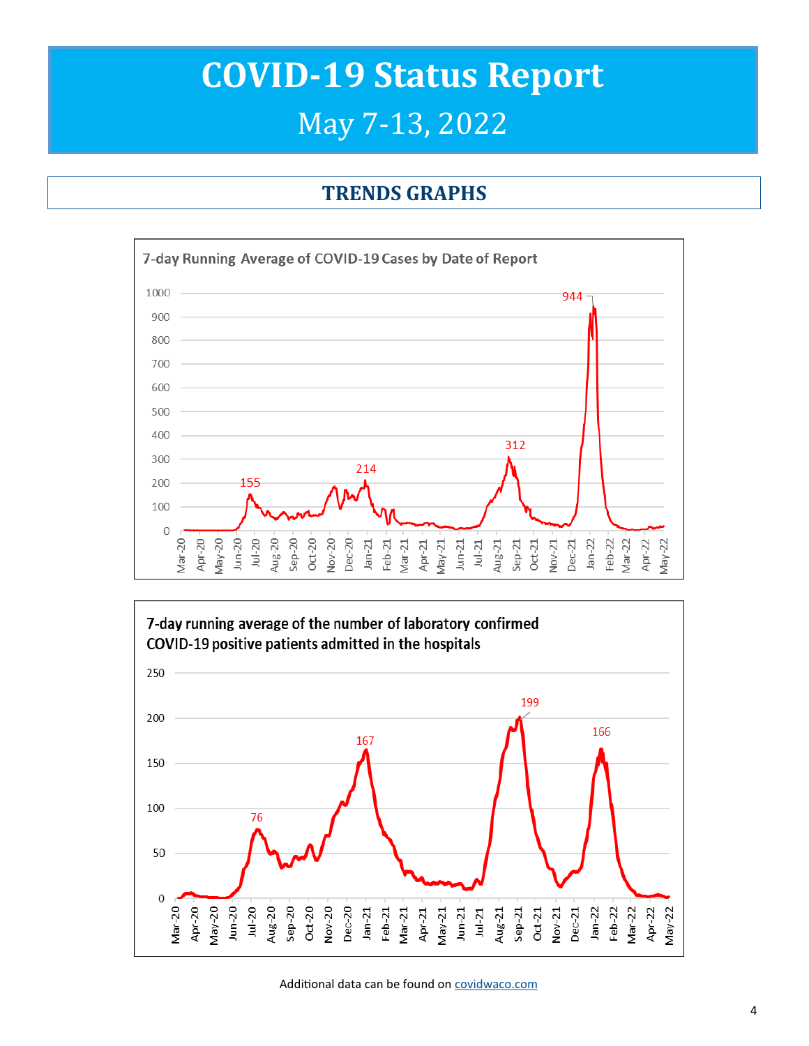# COVID-19 Status Report

## May 7-13, 2022

## TRENDS GRAPHS

7-day Running Average of COVID-19 Cases by Date of Report

7-day running average of the number of laboratory confirmed COVID-19 positive patients admitted in the hospitals

Additional data can be found on covidwaco.com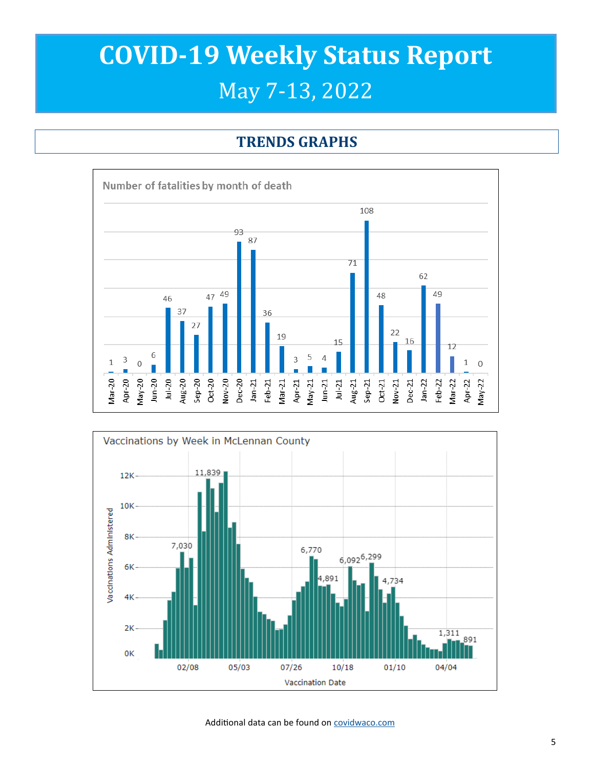# COVID-19 Weekly Status Report

## May 7-13, 2022

## TRENDS GRAPHS

**Number of fatalities by month of death**

| Month | Fatalities |
|---|---|
| Mar-20 | 1 |
| Apr-20 | 3 |
| May-20 | 0 |
| Jun-20 | 6 |
| Jul-20 | 46 |
| Aug-20 | 37 |
| Sep-20 | 27 |
| Oct-20 | 47 |
| Nov-20 | 49 |
| Dec-20 | 93 |
| Jan-21 | 87 |
| Feb-21 | 36 |
| Mar-21 | 19 |
| Apr-21 | 3 |
| May-21 | 5 |
| Jun-21 | 4 |
| Jul-21 | 15 |
| Aug-21 | 71 |
| Sep-21 | 108 |
| Oct-21 | 48 |
| Nov-21 | 22 |
| Dec-21 | 16 |
| Jan-22 | 62 |
| Feb-22 | 49 |
| Mar-22 | 12 |
| Apr-22 | 1 |
| May-22 | 0 |

**Vaccinations by Week in McLennan County**

Vaccinations Administered (0K–12K) by Vaccination Date (02/08, 05/03, 07/26, 10/18, 01/10, 04/04). Labeled values: 7,030; 11,839; 6,770; 4,891; 6,092; 6,299; 4,734; 1,311; 891.

Additional data can be found on covidwaco.com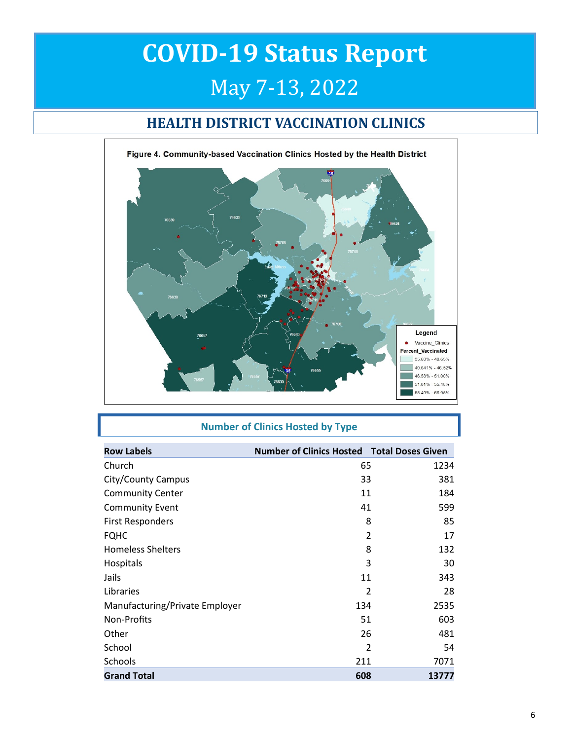# COVID-19 Status Report

## May 7-13, 2022

## HEALTH DISTRICT VACCINATION CLINICS

Figure 4. Community-based Vaccination Clinics Hosted by the Health District

35
76801
76633
76689
76708
76624
76705
Lake Waco
76707
76701
76710
76712
76711
76638
76706
76657
76643
76655
76557
76630

Legend
Vaccine_Clinics
Percent_Vaccinated
35.63% - 40.63%
40.641% - 46.52%
46.53% - 51.00%
51.01% - 55.48%
55.49% - 66.95%

### Number of Clinics Hosted by Type

| Row Labels | Number of Clinics Hosted | Total Doses Given |
|---|---|---|
| Church | 65 | 1234 |
| City/County Campus | 33 | 381 |
| Community Center | 11 | 184 |
| Community Event | 41 | 599 |
| First Responders | 8 | 85 |
| FQHC | 2 | 17 |
| Homeless Shelters | 8 | 132 |
| Hospitals | 3 | 30 |
| Jails | 11 | 343 |
| Libraries | 2 | 28 |
| Manufacturing/Private Employer | 134 | 2535 |
| Non-Profits | 51 | 603 |
| Other | 26 | 481 |
| School | 2 | 54 |
| Schools | 211 | 7071 |
| **Grand Total** | **608** | **13777** |